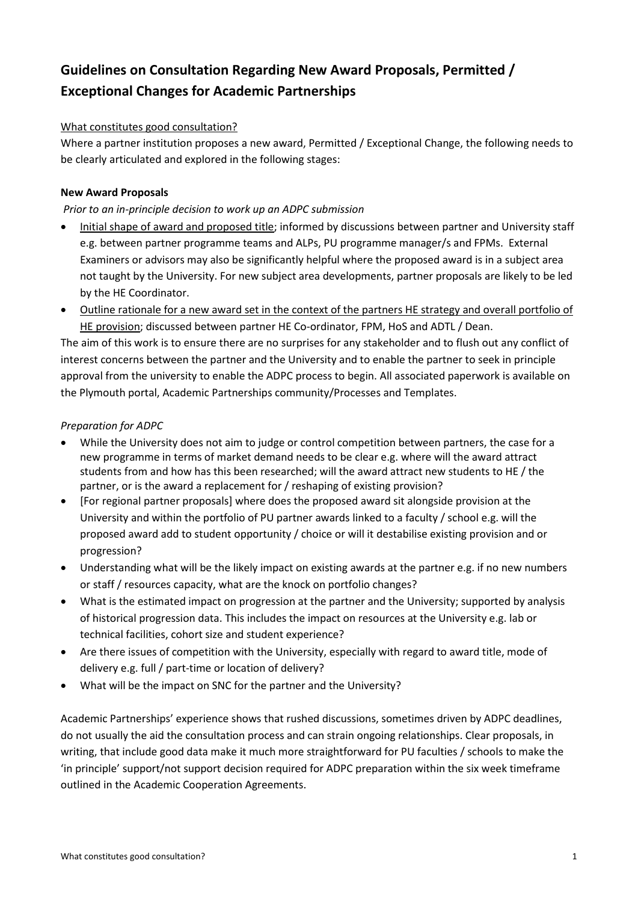# Guidelines on Consultation Regarding New Award Proposals, Permitted / Exceptional Changes for Academic Partnerships

<u>What constitutes good consultation?</u>

Where a partner institution proposes a new award, Permitted / Exceptional Change, the following needs to be clearly articulated and explored in the following stages:

**New Award Proposals**

*Prior to an in-principle decision to work up an ADPC submission*

- <u>Initial shape of award and proposed title</u>; informed by discussions between partner and University staff e.g. between partner programme teams and ALPs, PU programme manager/s and FPMs. External Examiners or advisors may also be significantly helpful where the proposed award is in a subject area not taught by the University. For new subject area developments, partner proposals are likely to be led by the HE Coordinator.
- <u>Outline rationale for a new award set in the context of the partners HE strategy and overall portfolio of HE provision</u>; discussed between partner HE Co-ordinator, FPM, HoS and ADTL / Dean.

The aim of this work is to ensure there are no surprises for any stakeholder and to flush out any conflict of interest concerns between the partner and the University and to enable the partner to seek in principle approval from the university to enable the ADPC process to begin. All associated paperwork is available on the Plymouth portal, Academic Partnerships community/Processes and Templates.

*Preparation for ADPC*

- While the University does not aim to judge or control competition between partners, the case for a new programme in terms of market demand needs to be clear e.g. where will the award attract students from and how has this been researched; will the award attract new students to HE / the partner, or is the award a replacement for / reshaping of existing provision?
- [For regional partner proposals] where does the proposed award sit alongside provision at the University and within the portfolio of PU partner awards linked to a faculty / school e.g. will the proposed award add to student opportunity / choice or will it destabilise existing provision and or progression?
- Understanding what will be the likely impact on existing awards at the partner e.g. if no new numbers or staff / resources capacity, what are the knock on portfolio changes?
- What is the estimated impact on progression at the partner and the University; supported by analysis of historical progression data. This includes the impact on resources at the University e.g. lab or technical facilities, cohort size and student experience?
- Are there issues of competition with the University, especially with regard to award title, mode of delivery e.g. full / part-time or location of delivery?
- What will be the impact on SNC for the partner and the University?

Academic Partnerships' experience shows that rushed discussions, sometimes driven by ADPC deadlines, do not usually the aid the consultation process and can strain ongoing relationships. Clear proposals, in writing, that include good data make it much more straightforward for PU faculties / schools to make the 'in principle' support/not support decision required for ADPC preparation within the six week timeframe outlined in the Academic Cooperation Agreements.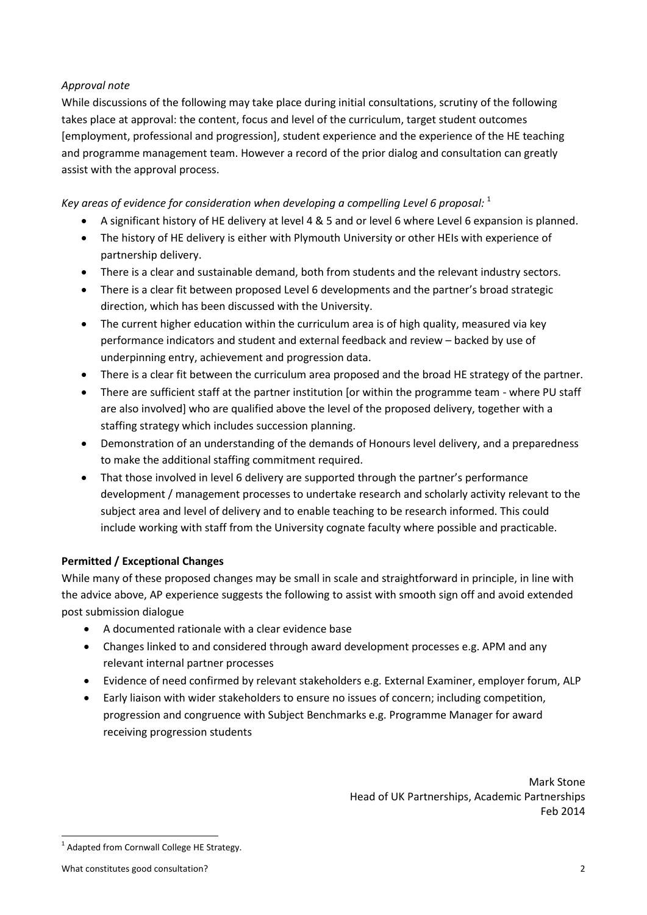*Approval note*

While discussions of the following may take place during initial consultations, scrutiny of the following takes place at approval: the content, focus and level of the curriculum, target student outcomes [employment, professional and progression], student experience and the experience of the HE teaching and programme management team. However a record of the prior dialog and consultation can greatly assist with the approval process.

*Key areas of evidence for consideration when developing a compelling Level 6 proposal:* [1]

- A significant history of HE delivery at level 4 & 5 and or level 6 where Level 6 expansion is planned.
- The history of HE delivery is either with Plymouth University or other HEIs with experience of partnership delivery.
- There is a clear and sustainable demand, both from students and the relevant industry sectors.
- There is a clear fit between proposed Level 6 developments and the partner's broad strategic direction, which has been discussed with the University.
- The current higher education within the curriculum area is of high quality, measured via key performance indicators and student and external feedback and review – backed by use of underpinning entry, achievement and progression data.
- There is a clear fit between the curriculum area proposed and the broad HE strategy of the partner.
- There are sufficient staff at the partner institution [or within the programme team - where PU staff are also involved] who are qualified above the level of the proposed delivery, together with a staffing strategy which includes succession planning.
- Demonstration of an understanding of the demands of Honours level delivery, and a preparedness to make the additional staffing commitment required.
- That those involved in level 6 delivery are supported through the partner's performance development / management processes to undertake research and scholarly activity relevant to the subject area and level of delivery and to enable teaching to be research informed. This could include working with staff from the University cognate faculty where possible and practicable.

**Permitted / Exceptional Changes**

While many of these proposed changes may be small in scale and straightforward in principle, in line with the advice above, AP experience suggests the following to assist with smooth sign off and avoid extended post submission dialogue

- A documented rationale with a clear evidence base
- Changes linked to and considered through award development processes e.g. APM and any relevant internal partner processes
- Evidence of need confirmed by relevant stakeholders e.g. External Examiner, employer forum, ALP
- Early liaison with wider stakeholders to ensure no issues of concern; including competition, progression and congruence with Subject Benchmarks e.g. Programme Manager for award receiving progression students

Mark Stone
Head of UK Partnerships, Academic Partnerships
Feb 2014

[1] Adapted from Cornwall College HE Strategy.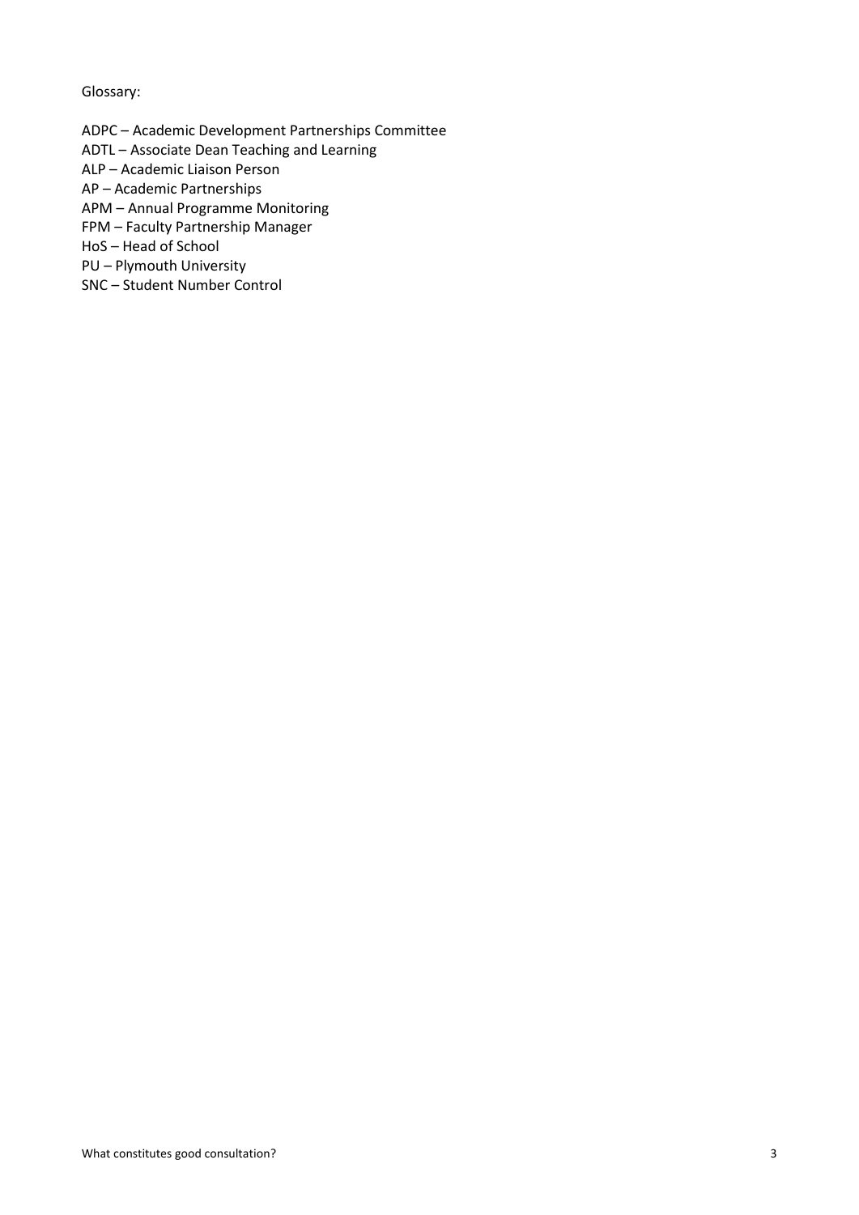Glossary:

ADPC – Academic Development Partnerships Committee
ADTL – Associate Dean Teaching and Learning
ALP – Academic Liaison Person
AP – Academic Partnerships
APM – Annual Programme Monitoring
FPM – Faculty Partnership Manager
HoS – Head of School
PU – Plymouth University
SNC – Student Number Control